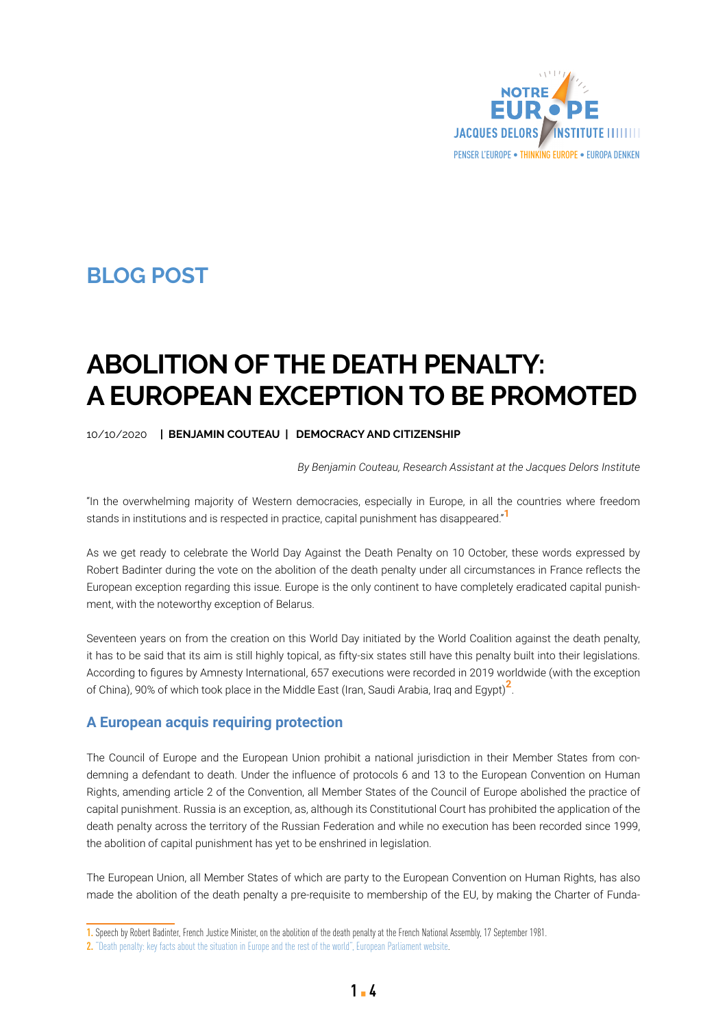BLOG POST

# ABOLITION OF THE DEATH PENALTY: A EUROPEAN EXCEPTION TO BE PROMOTED

10/10/2020 | **BENJAMIN COUTEAU** | **DEMOCRACY AND CITIZENSHIP**

*By Benjamin Couteau, Research Assistant at the Jacques Delors Institute*

"In the overwhelming majority of Western democracies, especially in Europe, in all the countries where freedom stands in institutions and is respected in practice, capital punishment has disappeared."[1]

As we get ready to celebrate the World Day Against the Death Penalty on 10 October, these words expressed by Robert Badinter during the vote on the abolition of the death penalty under all circumstances in France reflects the European exception regarding this issue. Europe is the only continent to have completely eradicated capital punishment, with the noteworthy exception of Belarus.

Seventeen years on from the creation on this World Day initiated by the World Coalition against the death penalty, it has to be said that its aim is still highly topical, as fifty-six states still have this penalty built into their legislations. According to figures by Amnesty International, 657 executions were recorded in 2019 worldwide (with the exception of China), 90% of which took place in the Middle East (Iran, Saudi Arabia, Iraq and Egypt)[2].

## A European acquis requiring protection

The Council of Europe and the European Union prohibit a national jurisdiction in their Member States from condemning a defendant to death. Under the influence of protocols 6 and 13 to the European Convention on Human Rights, amending article 2 of the Convention, all Member States of the Council of Europe abolished the practice of capital punishment. Russia is an exception, as, although its Constitutional Court has prohibited the application of the death penalty across the territory of the Russian Federation and while no execution has been recorded since 1999, the abolition of capital punishment has yet to be enshrined in legislation.

The European Union, all Member States of which are party to the European Convention on Human Rights, has also made the abolition of the death penalty a pre-requisite to membership of the EU, by making the Charter of Funda-

1. Speech by Robert Badinter, French Justice Minister, on the abolition of the death penalty at the French National Assembly, 17 September 1981.
2. "Death penalty: key facts about the situation in Europe and the rest of the world", European Parliament website.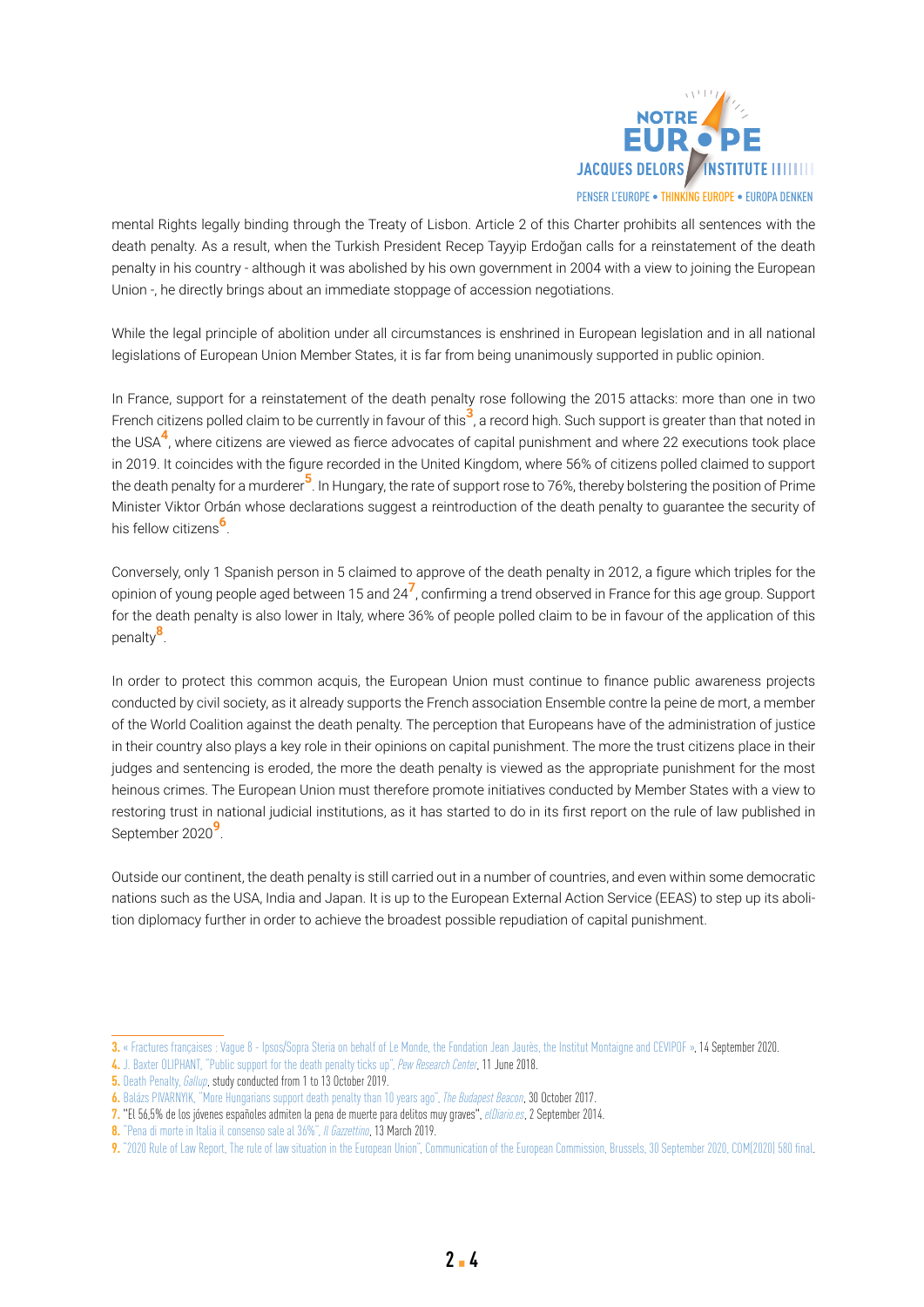mental Rights legally binding through the Treaty of Lisbon. Article 2 of this Charter prohibits all sentences with the death penalty. As a result, when the Turkish President Recep Tayyip Erdoğan calls for a reinstatement of the death penalty in his country - although it was abolished by his own government in 2004 with a view to joining the European Union -, he directly brings about an immediate stoppage of accession negotiations.

While the legal principle of abolition under all circumstances is enshrined in European legislation and in all national legislations of European Union Member States, it is far from being unanimously supported in public opinion.

In France, support for a reinstatement of the death penalty rose following the 2015 attacks: more than one in two French citizens polled claim to be currently in favour of this[3], a record high. Such support is greater than that noted in the USA[4], where citizens are viewed as fierce advocates of capital punishment and where 22 executions took place in 2019. It coincides with the figure recorded in the United Kingdom, where 56% of citizens polled claimed to support the death penalty for a murderer[5]. In Hungary, the rate of support rose to 76%, thereby bolstering the position of Prime Minister Viktor Orbán whose declarations suggest a reintroduction of the death penalty to guarantee the security of his fellow citizens[6].

Conversely, only 1 Spanish person in 5 claimed to approve of the death penalty in 2012, a figure which triples for the opinion of young people aged between 15 and 24[7], confirming a trend observed in France for this age group. Support for the death penalty is also lower in Italy, where 36% of people polled claim to be in favour of the application of this penalty[8].

In order to protect this common acquis, the European Union must continue to finance public awareness projects conducted by civil society, as it already supports the French association Ensemble contre la peine de mort, a member of the World Coalition against the death penalty. The perception that Europeans have of the administration of justice in their country also plays a key role in their opinions on capital punishment. The more the trust citizens place in their judges and sentencing is eroded, the more the death penalty is viewed as the appropriate punishment for the most heinous crimes. The European Union must therefore promote initiatives conducted by Member States with a view to restoring trust in national judicial institutions, as it has started to do in its first report on the rule of law published in September 2020[9].

Outside our continent, the death penalty is still carried out in a number of countries, and even within some democratic nations such as the USA, India and Japan. It is up to the European External Action Service (EEAS) to step up its abolition diplomacy further in order to achieve the broadest possible repudiation of capital punishment.

---

3. « Fractures françaises : Vague 8 - Ipsos/Sopra Steria on behalf of Le Monde, the Fondation Jean Jaurès, the Institut Montaigne and CEVIPOF », 14 September 2020.
4. J. Baxter OLIPHANT, "Public support for the death penalty ticks up", *Pew Research Center*, 11 June 2018.
5. Death Penalty, *Gallup*, study conducted from 1 to 13 October 2019.
6. Balázs PIVARNYIK, "More Hungarians support death penalty than 10 years ago", *The Budapest Beacon*, 30 October 2017.
7. "El 56,5% de los jóvenes españoles admiten la pena de muerte para delitos muy graves", *elDiario.es*, 2 September 2014.
8. "Pena di morte in Italia il consenso sale al 36%", *Il Gazzettino*, 13 March 2019.
9. "2020 Rule of Law Report, The rule of law situation in the European Union", Communication of the European Commission, Brussels, 30 September 2020, COM(2020) 580 final.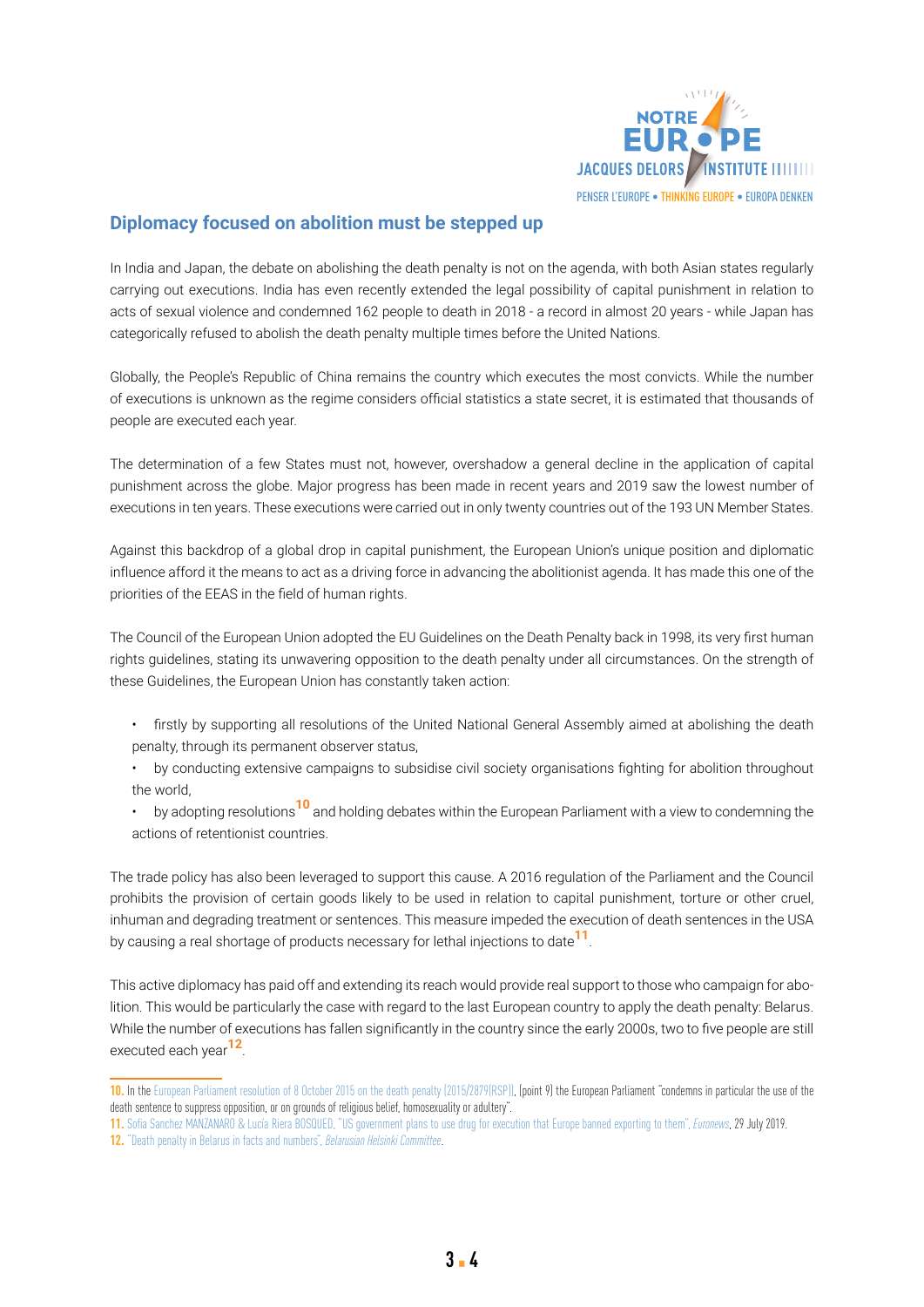## Diplomacy focused on abolition must be stepped up

In India and Japan, the debate on abolishing the death penalty is not on the agenda, with both Asian states regularly carrying out executions. India has even recently extended the legal possibility of capital punishment in relation to acts of sexual violence and condemned 162 people to death in 2018 - a record in almost 20 years - while Japan has categorically refused to abolish the death penalty multiple times before the United Nations.

Globally, the People's Republic of China remains the country which executes the most convicts. While the number of executions is unknown as the regime considers official statistics a state secret, it is estimated that thousands of people are executed each year.

The determination of a few States must not, however, overshadow a general decline in the application of capital punishment across the globe. Major progress has been made in recent years and 2019 saw the lowest number of executions in ten years. These executions were carried out in only twenty countries out of the 193 UN Member States.

Against this backdrop of a global drop in capital punishment, the European Union's unique position and diplomatic influence afford it the means to act as a driving force in advancing the abolitionist agenda. It has made this one of the priorities of the EEAS in the field of human rights.

The Council of the European Union adopted the EU Guidelines on the Death Penalty back in 1998, its very first human rights guidelines, stating its unwavering opposition to the death penalty under all circumstances. On the strength of these Guidelines, the European Union has constantly taken action:

- firstly by supporting all resolutions of the United National General Assembly aimed at abolishing the death penalty, through its permanent observer status,
- by conducting extensive campaigns to subsidise civil society organisations fighting for abolition throughout the world,
- by adopting resolutions[10] and holding debates within the European Parliament with a view to condemning the actions of retentionist countries.

The trade policy has also been leveraged to support this cause. A 2016 regulation of the Parliament and the Council prohibits the provision of certain goods likely to be used in relation to capital punishment, torture or other cruel, inhuman and degrading treatment or sentences. This measure impeded the execution of death sentences in the USA by causing a real shortage of products necessary for lethal injections to date[11].

This active diplomacy has paid off and extending its reach would provide real support to those who campaign for abolition. This would be particularly the case with regard to the last European country to apply the death penalty: Belarus. While the number of executions has fallen significantly in the country since the early 2000s, two to five people are still executed each year[12].

---

**10.** In the European Parliament resolution of 8 October 2015 on the death penalty (2015/2879(RSP)), (point 9) the European Parliament "condemns in particular the use of the death sentence to suppress opposition, or on grounds of religious belief, homosexuality or adultery".

**11.** Sofia Sanchez MANZANARO & Lucía Riera BOSQUED, "US government plans to use drug for execution that Europe banned exporting to them", *Euronews*, 29 July 2019.

**12.** "Death penalty in Belarus in facts and numbers", *Belarusian Helsinki Committee*.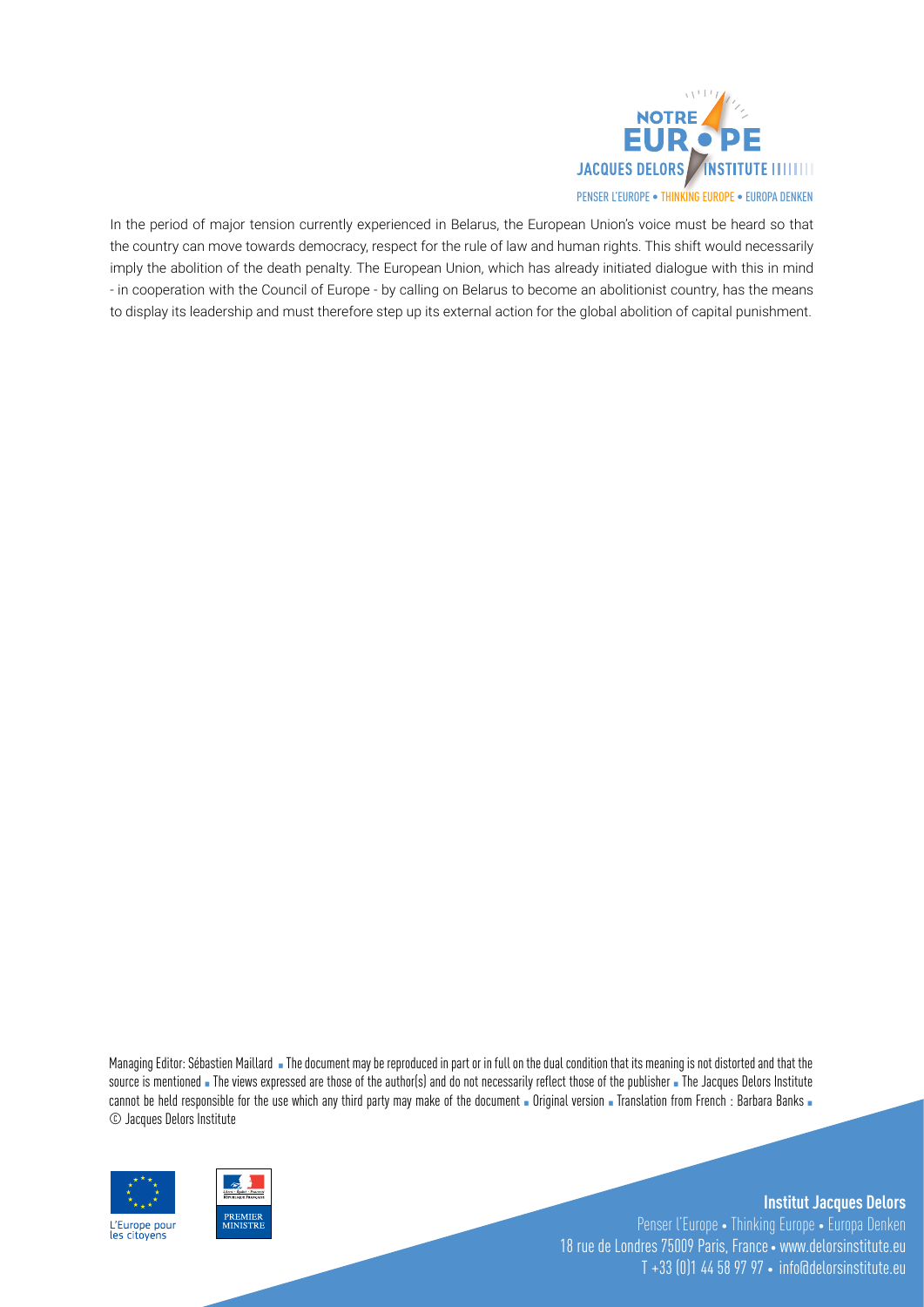In the period of major tension currently experienced in Belarus, the European Union's voice must be heard so that the country can move towards democracy, respect for the rule of law and human rights. This shift would necessarily imply the abolition of the death penalty. The European Union, which has already initiated dialogue with this in mind - in cooperation with the Council of Europe - by calling on Belarus to become an abolitionist country, has the means to display its leadership and must therefore step up its external action for the global abolition of capital punishment.

Managing Editor: Sébastien Maillard ▪ The document may be reproduced in part or in full on the dual condition that its meaning is not distorted and that the source is mentioned ▪ The views expressed are those of the author(s) and do not necessarily reflect those of the publisher ▪ The Jacques Delors Institute cannot be held responsible for the use which any third party may make of the document ▪ Original version ▪ Translation from French : Barbara Banks ▪ © Jacques Delors Institute

L'Europe pour les citoyens

PREMIER MINISTRE

**Institut Jacques Delors**

Penser l'Europe • Thinking Europe • Europa Denken
18 rue de Londres 75009 Paris, France • www.delorsinstitute.eu
T +33 (0)1 44 58 97 97 • info@delorsinstitute.eu